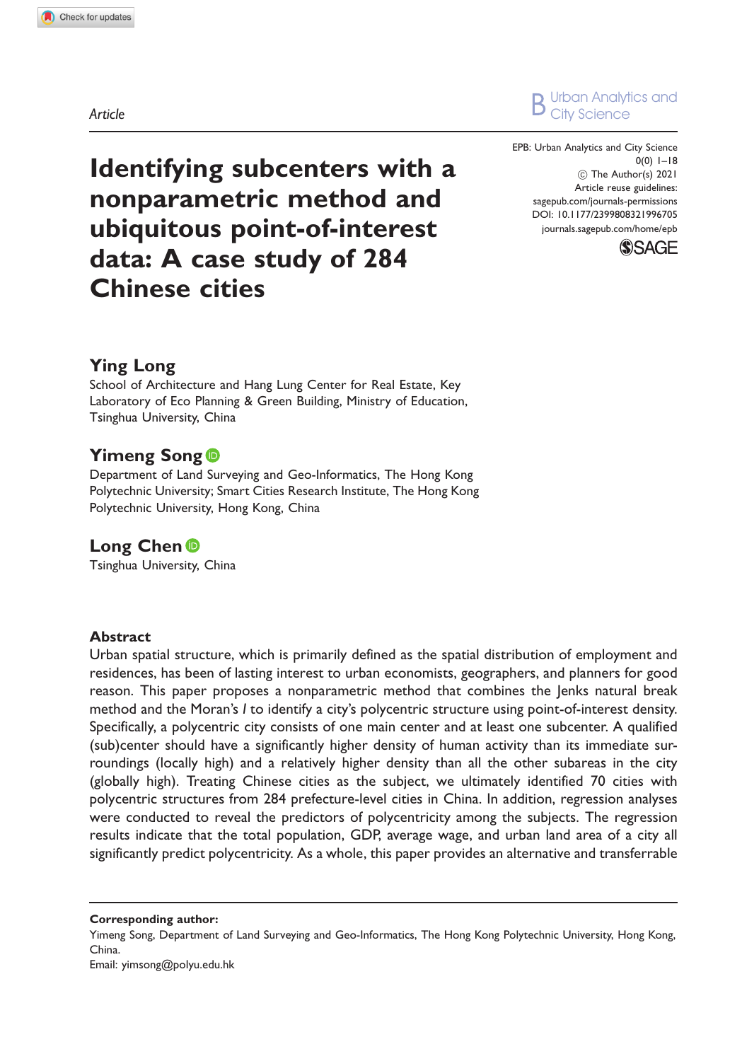Article

# Identifying subcenters with a nonparametric method and ubiquitous point-of-interest data: A case study of 284 Chinese cities

EPB: Urban Analytics and City Science
0(0) 1–18
© The Author(s) 2021
Article reuse guidelines:
sagepub.com/journals-permissions
DOI: 10.1177/2399808321996705
journals.sagepub.com/home/epb

**Ying Long**
School of Architecture and Hang Lung Center for Real Estate, Key Laboratory of Eco Planning & Green Building, Ministry of Education, Tsinghua University, China

**Yimeng Song**
Department of Land Surveying and Geo-Informatics, The Hong Kong Polytechnic University; Smart Cities Research Institute, The Hong Kong Polytechnic University, Hong Kong, China

**Long Chen**
Tsinghua University, China

## Abstract

Urban spatial structure, which is primarily defined as the spatial distribution of employment and residences, has been of lasting interest to urban economists, geographers, and planners for good reason. This paper proposes a nonparametric method that combines the Jenks natural break method and the Moran's *I* to identify a city's polycentric structure using point-of-interest density. Specifically, a polycentric city consists of one main center and at least one subcenter. A qualified (sub)center should have a significantly higher density of human activity than its immediate surroundings (locally high) and a relatively higher density than all the other subareas in the city (globally high). Treating Chinese cities as the subject, we ultimately identified 70 cities with polycentric structures from 284 prefecture-level cities in China. In addition, regression analyses were conducted to reveal the predictors of polycentricity among the subjects. The regression results indicate that the total population, GDP, average wage, and urban land area of a city all significantly predict polycentricity. As a whole, this paper provides an alternative and transferrable

**Corresponding author:**
Yimeng Song, Department of Land Surveying and Geo-Informatics, The Hong Kong Polytechnic University, Hong Kong, China.
Email: yimsong@polyu.edu.hk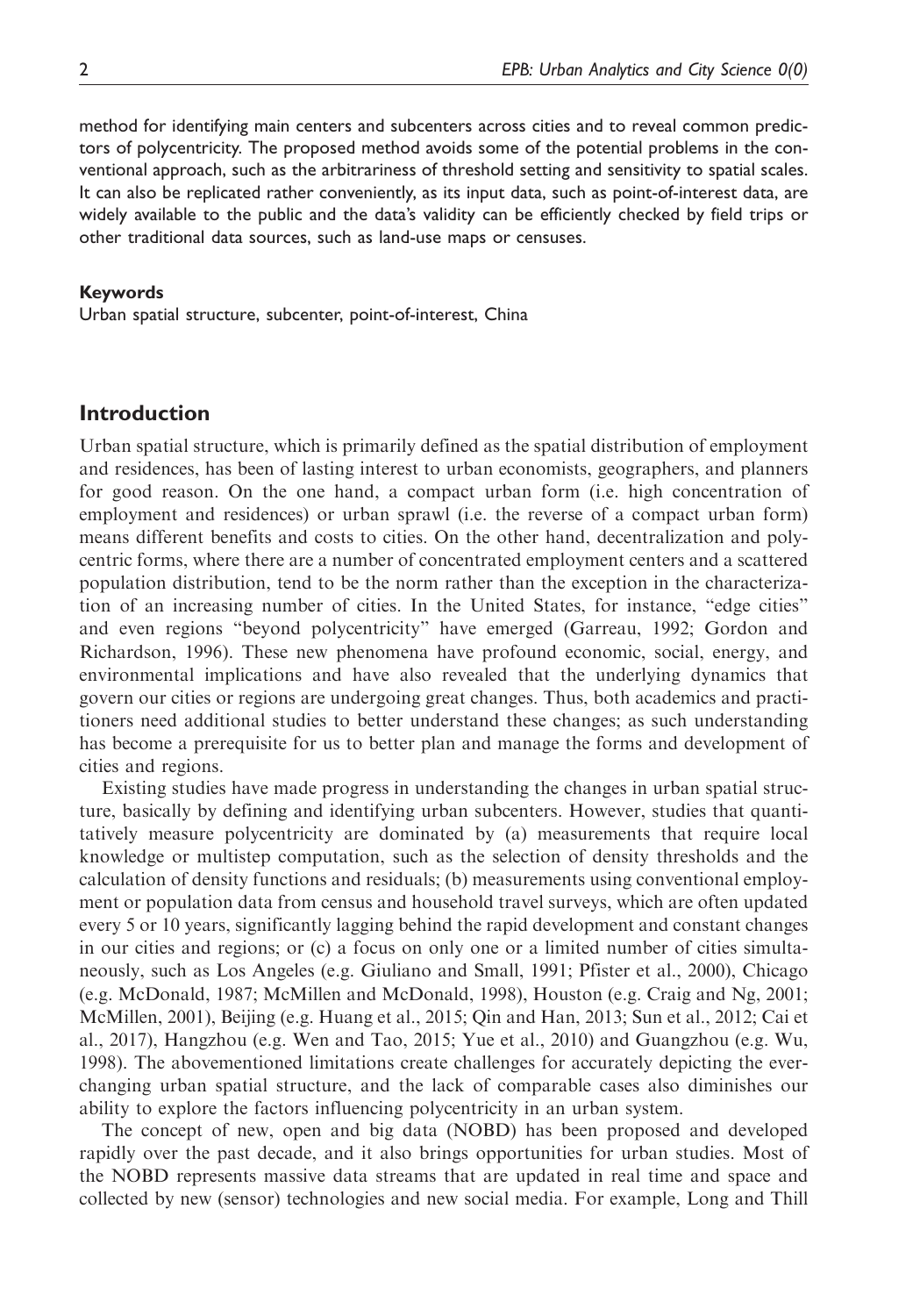method for identifying main centers and subcenters across cities and to reveal common predictors of polycentricity. The proposed method avoids some of the potential problems in the conventional approach, such as the arbitrariness of threshold setting and sensitivity to spatial scales. It can also be replicated rather conveniently, as its input data, such as point-of-interest data, are widely available to the public and the data's validity can be efficiently checked by field trips or other traditional data sources, such as land-use maps or censuses.

#### Keywords

Urban spatial structure, subcenter, point-of-interest, China

## Introduction

Urban spatial structure, which is primarily defined as the spatial distribution of employment and residences, has been of lasting interest to urban economists, geographers, and planners for good reason. On the one hand, a compact urban form (i.e. high concentration of employment and residences) or urban sprawl (i.e. the reverse of a compact urban form) means different benefits and costs to cities. On the other hand, decentralization and polycentric forms, where there are a number of concentrated employment centers and a scattered population distribution, tend to be the norm rather than the exception in the characterization of an increasing number of cities. In the United States, for instance, "edge cities" and even regions "beyond polycentricity" have emerged (Garreau, 1992; Gordon and Richardson, 1996). These new phenomena have profound economic, social, energy, and environmental implications and have also revealed that the underlying dynamics that govern our cities or regions are undergoing great changes. Thus, both academics and practitioners need additional studies to better understand these changes; as such understanding has become a prerequisite for us to better plan and manage the forms and development of cities and regions.

Existing studies have made progress in understanding the changes in urban spatial structure, basically by defining and identifying urban subcenters. However, studies that quantitatively measure polycentricity are dominated by (a) measurements that require local knowledge or multistep computation, such as the selection of density thresholds and the calculation of density functions and residuals; (b) measurements using conventional employment or population data from census and household travel surveys, which are often updated every 5 or 10 years, significantly lagging behind the rapid development and constant changes in our cities and regions; or (c) a focus on only one or a limited number of cities simultaneously, such as Los Angeles (e.g. Giuliano and Small, 1991; Pfister et al., 2000), Chicago (e.g. McDonald, 1987; McMillen and McDonald, 1998), Houston (e.g. Craig and Ng, 2001; McMillen, 2001), Beijing (e.g. Huang et al., 2015; Qin and Han, 2013; Sun et al., 2012; Cai et al., 2017), Hangzhou (e.g. Wen and Tao, 2015; Yue et al., 2010) and Guangzhou (e.g. Wu, 1998). The abovementioned limitations create challenges for accurately depicting the ever-changing urban spatial structure, and the lack of comparable cases also diminishes our ability to explore the factors influencing polycentricity in an urban system.

The concept of new, open and big data (NOBD) has been proposed and developed rapidly over the past decade, and it also brings opportunities for urban studies. Most of the NOBD represents massive data streams that are updated in real time and space and collected by new (sensor) technologies and new social media. For example, Long and Thill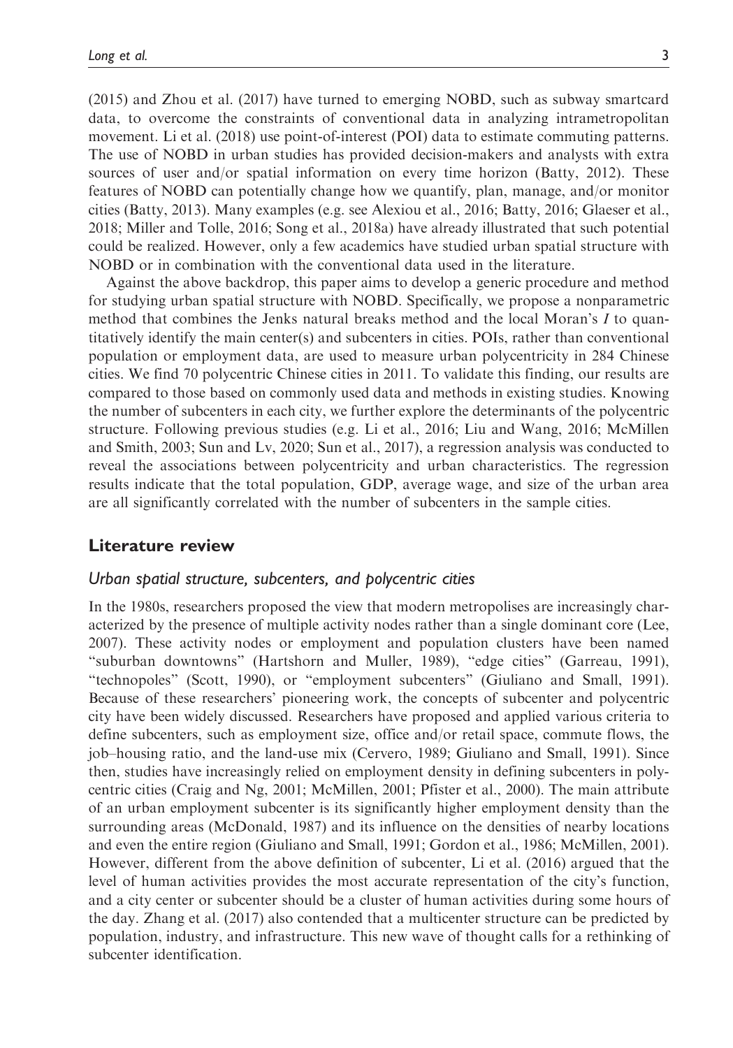(2015) and Zhou et al. (2017) have turned to emerging NOBD, such as subway smartcard data, to overcome the constraints of conventional data in analyzing intrametropolitan movement. Li et al. (2018) use point-of-interest (POI) data to estimate commuting patterns. The use of NOBD in urban studies has provided decision-makers and analysts with extra sources of user and/or spatial information on every time horizon (Batty, 2012). These features of NOBD can potentially change how we quantify, plan, manage, and/or monitor cities (Batty, 2013). Many examples (e.g. see Alexiou et al., 2016; Batty, 2016; Glaeser et al., 2018; Miller and Tolle, 2016; Song et al., 2018a) have already illustrated that such potential could be realized. However, only a few academics have studied urban spatial structure with NOBD or in combination with the conventional data used in the literature.

Against the above backdrop, this paper aims to develop a generic procedure and method for studying urban spatial structure with NOBD. Specifically, we propose a nonparametric method that combines the Jenks natural breaks method and the local Moran's $I$ to quantitatively identify the main center(s) and subcenters in cities. POIs, rather than conventional population or employment data, are used to measure urban polycentricity in 284 Chinese cities. We find 70 polycentric Chinese cities in 2011. To validate this finding, our results are compared to those based on commonly used data and methods in existing studies. Knowing the number of subcenters in each city, we further explore the determinants of the polycentric structure. Following previous studies (e.g. Li et al., 2016; Liu and Wang, 2016; McMillen and Smith, 2003; Sun and Lv, 2020; Sun et al., 2017), a regression analysis was conducted to reveal the associations between polycentricity and urban characteristics. The regression results indicate that the total population, GDP, average wage, and size of the urban area are all significantly correlated with the number of subcenters in the sample cities.

## Literature review

### *Urban spatial structure, subcenters, and polycentric cities*

In the 1980s, researchers proposed the view that modern metropolises are increasingly characterized by the presence of multiple activity nodes rather than a single dominant core (Lee, 2007). These activity nodes or employment and population clusters have been named "suburban downtowns" (Hartshorn and Muller, 1989), "edge cities" (Garreau, 1991), "technopoles" (Scott, 1990), or "employment subcenters" (Giuliano and Small, 1991). Because of these researchers' pioneering work, the concepts of subcenter and polycentric city have been widely discussed. Researchers have proposed and applied various criteria to define subcenters, such as employment size, office and/or retail space, commute flows, the job–housing ratio, and the land-use mix (Cervero, 1989; Giuliano and Small, 1991). Since then, studies have increasingly relied on employment density in defining subcenters in polycentric cities (Craig and Ng, 2001; McMillen, 2001; Pfister et al., 2000). The main attribute of an urban employment subcenter is its significantly higher employment density than the surrounding areas (McDonald, 1987) and its influence on the densities of nearby locations and even the entire region (Giuliano and Small, 1991; Gordon et al., 1986; McMillen, 2001). However, different from the above definition of subcenter, Li et al. (2016) argued that the level of human activities provides the most accurate representation of the city's function, and a city center or subcenter should be a cluster of human activities during some hours of the day. Zhang et al. (2017) also contended that a multicenter structure can be predicted by population, industry, and infrastructure. This new wave of thought calls for a rethinking of subcenter identification.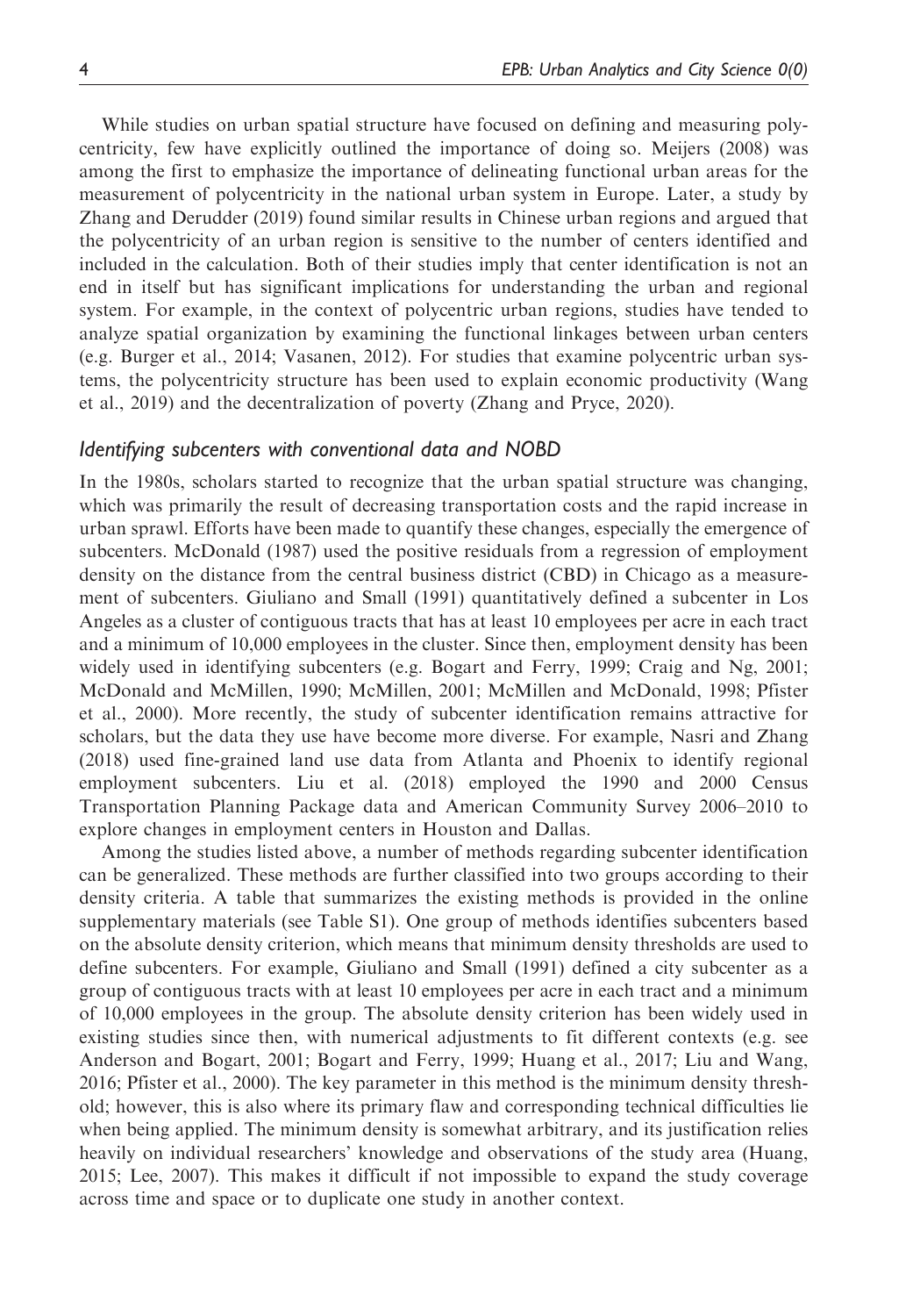While studies on urban spatial structure have focused on defining and measuring polycentricity, few have explicitly outlined the importance of doing so. Meijers (2008) was among the first to emphasize the importance of delineating functional urban areas for the measurement of polycentricity in the national urban system in Europe. Later, a study by Zhang and Derudder (2019) found similar results in Chinese urban regions and argued that the polycentricity of an urban region is sensitive to the number of centers identified and included in the calculation. Both of their studies imply that center identification is not an end in itself but has significant implications for understanding the urban and regional system. For example, in the context of polycentric urban regions, studies have tended to analyze spatial organization by examining the functional linkages between urban centers (e.g. Burger et al., 2014; Vasanen, 2012). For studies that examine polycentric urban systems, the polycentricity structure has been used to explain economic productivity (Wang et al., 2019) and the decentralization of poverty (Zhang and Pryce, 2020).

### *Identifying subcenters with conventional data and NOBD*

In the 1980s, scholars started to recognize that the urban spatial structure was changing, which was primarily the result of decreasing transportation costs and the rapid increase in urban sprawl. Efforts have been made to quantify these changes, especially the emergence of subcenters. McDonald (1987) used the positive residuals from a regression of employment density on the distance from the central business district (CBD) in Chicago as a measurement of subcenters. Giuliano and Small (1991) quantitatively defined a subcenter in Los Angeles as a cluster of contiguous tracts that has at least 10 employees per acre in each tract and a minimum of 10,000 employees in the cluster. Since then, employment density has been widely used in identifying subcenters (e.g. Bogart and Ferry, 1999; Craig and Ng, 2001; McDonald and McMillen, 1990; McMillen, 2001; McMillen and McDonald, 1998; Pfister et al., 2000). More recently, the study of subcenter identification remains attractive for scholars, but the data they use have become more diverse. For example, Nasri and Zhang (2018) used fine-grained land use data from Atlanta and Phoenix to identify regional employment subcenters. Liu et al. (2018) employed the 1990 and 2000 Census Transportation Planning Package data and American Community Survey 2006–2010 to explore changes in employment centers in Houston and Dallas.

Among the studies listed above, a number of methods regarding subcenter identification can be generalized. These methods are further classified into two groups according to their density criteria. A table that summarizes the existing methods is provided in the online supplementary materials (see Table S1). One group of methods identifies subcenters based on the absolute density criterion, which means that minimum density thresholds are used to define subcenters. For example, Giuliano and Small (1991) defined a city subcenter as a group of contiguous tracts with at least 10 employees per acre in each tract and a minimum of 10,000 employees in the group. The absolute density criterion has been widely used in existing studies since then, with numerical adjustments to fit different contexts (e.g. see Anderson and Bogart, 2001; Bogart and Ferry, 1999; Huang et al., 2017; Liu and Wang, 2016; Pfister et al., 2000). The key parameter in this method is the minimum density threshold; however, this is also where its primary flaw and corresponding technical difficulties lie when being applied. The minimum density is somewhat arbitrary, and its justification relies heavily on individual researchers' knowledge and observations of the study area (Huang, 2015; Lee, 2007). This makes it difficult if not impossible to expand the study coverage across time and space or to duplicate one study in another context.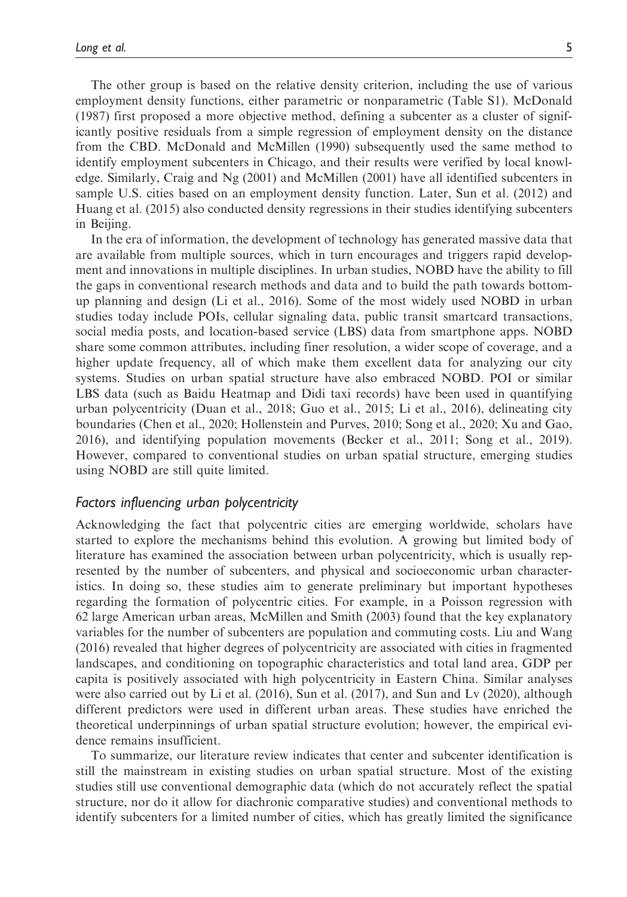The other group is based on the relative density criterion, including the use of various employment density functions, either parametric or nonparametric (Table S1). McDonald (1987) first proposed a more objective method, defining a subcenter as a cluster of significantly positive residuals from a simple regression of employment density on the distance from the CBD. McDonald and McMillen (1990) subsequently used the same method to identify employment subcenters in Chicago, and their results were verified by local knowledge. Similarly, Craig and Ng (2001) and McMillen (2001) have all identified subcenters in sample U.S. cities based on an employment density function. Later, Sun et al. (2012) and Huang et al. (2015) also conducted density regressions in their studies identifying subcenters in Beijing.

In the era of information, the development of technology has generated massive data that are available from multiple sources, which in turn encourages and triggers rapid development and innovations in multiple disciplines. In urban studies, NOBD have the ability to fill the gaps in conventional research methods and data and to build the path towards bottom-up planning and design (Li et al., 2016). Some of the most widely used NOBD in urban studies today include POIs, cellular signaling data, public transit smartcard transactions, social media posts, and location-based service (LBS) data from smartphone apps. NOBD share some common attributes, including finer resolution, a wider scope of coverage, and a higher update frequency, all of which make them excellent data for analyzing our city systems. Studies on urban spatial structure have also embraced NOBD. POI or similar LBS data (such as Baidu Heatmap and Didi taxi records) have been used in quantifying urban polycentricity (Duan et al., 2018; Guo et al., 2015; Li et al., 2016), delineating city boundaries (Chen et al., 2020; Hollenstein and Purves, 2010; Song et al., 2020; Xu and Gao, 2016), and identifying population movements (Becker et al., 2011; Song et al., 2019). However, compared to conventional studies on urban spatial structure, emerging studies using NOBD are still quite limited.

### *Factors influencing urban polycentricity*

Acknowledging the fact that polycentric cities are emerging worldwide, scholars have started to explore the mechanisms behind this evolution. A growing but limited body of literature has examined the association between urban polycentricity, which is usually represented by the number of subcenters, and physical and socioeconomic urban characteristics. In doing so, these studies aim to generate preliminary but important hypotheses regarding the formation of polycentric cities. For example, in a Poisson regression with 62 large American urban areas, McMillen and Smith (2003) found that the key explanatory variables for the number of subcenters are population and commuting costs. Liu and Wang (2016) revealed that higher degrees of polycentricity are associated with cities in fragmented landscapes, and conditioning on topographic characteristics and total land area, GDP per capita is positively associated with high polycentricity in Eastern China. Similar analyses were also carried out by Li et al. (2016), Sun et al. (2017), and Sun and Lv (2020), although different predictors were used in different urban areas. These studies have enriched the theoretical underpinnings of urban spatial structure evolution; however, the empirical evidence remains insufficient.

To summarize, our literature review indicates that center and subcenter identification is still the mainstream in existing studies on urban spatial structure. Most of the existing studies still use conventional demographic data (which do not accurately reflect the spatial structure, nor do it allow for diachronic comparative studies) and conventional methods to identify subcenters for a limited number of cities, which has greatly limited the significance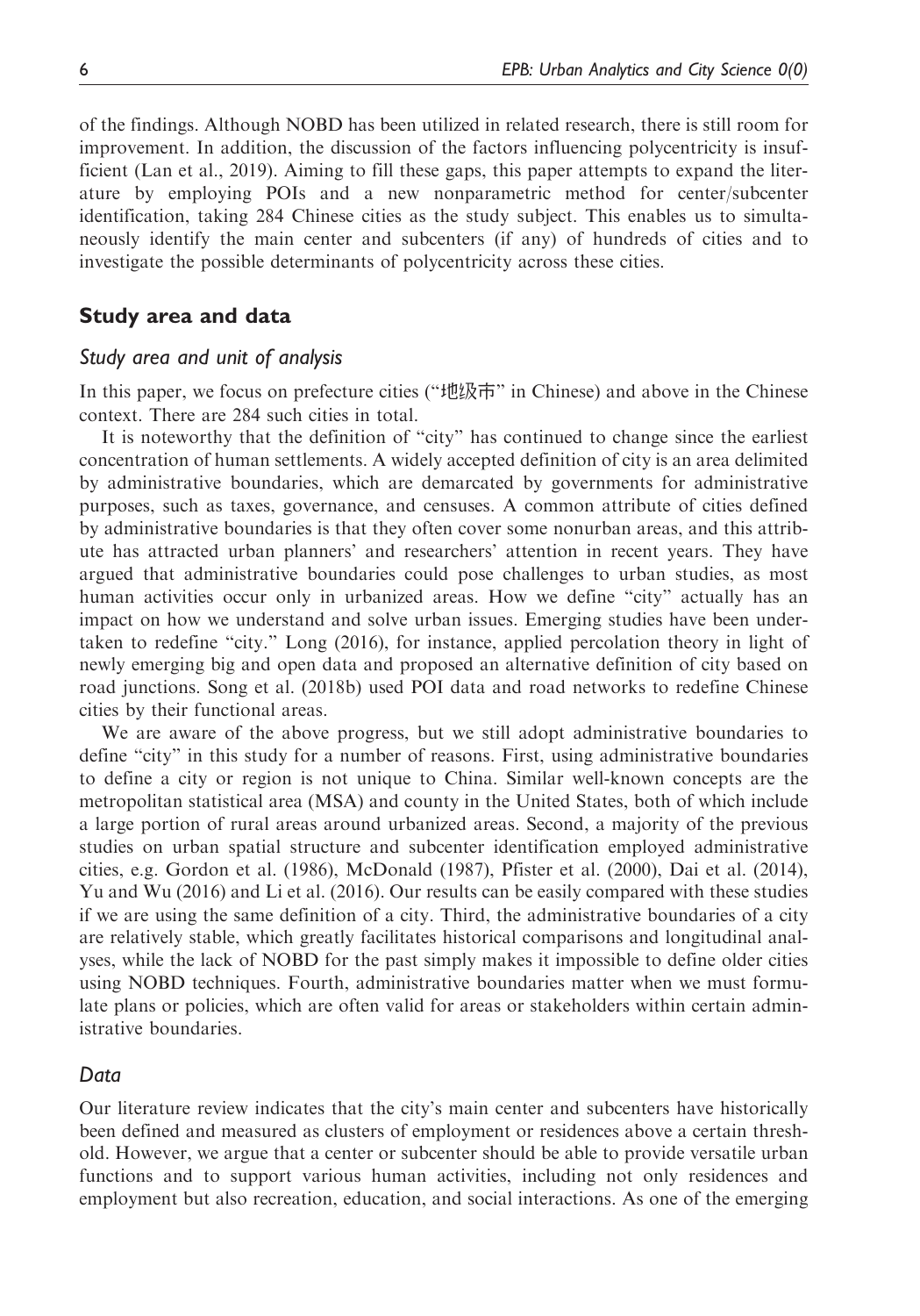of the findings. Although NOBD has been utilized in related research, there is still room for improvement. In addition, the discussion of the factors influencing polycentricity is insufficient (Lan et al., 2019). Aiming to fill these gaps, this paper attempts to expand the literature by employing POIs and a new nonparametric method for center/subcenter identification, taking 284 Chinese cities as the study subject. This enables us to simultaneously identify the main center and subcenters (if any) of hundreds of cities and to investigate the possible determinants of polycentricity across these cities.

## Study area and data

### Study area and unit of analysis

In this paper, we focus on prefecture cities ("地级市" in Chinese) and above in the Chinese context. There are 284 such cities in total.

It is noteworthy that the definition of "city" has continued to change since the earliest concentration of human settlements. A widely accepted definition of city is an area delimited by administrative boundaries, which are demarcated by governments for administrative purposes, such as taxes, governance, and censuses. A common attribute of cities defined by administrative boundaries is that they often cover some nonurban areas, and this attribute has attracted urban planners' and researchers' attention in recent years. They have argued that administrative boundaries could pose challenges to urban studies, as most human activities occur only in urbanized areas. How we define "city" actually has an impact on how we understand and solve urban issues. Emerging studies have been undertaken to redefine "city." Long (2016), for instance, applied percolation theory in light of newly emerging big and open data and proposed an alternative definition of city based on road junctions. Song et al. (2018b) used POI data and road networks to redefine Chinese cities by their functional areas.

We are aware of the above progress, but we still adopt administrative boundaries to define "city" in this study for a number of reasons. First, using administrative boundaries to define a city or region is not unique to China. Similar well-known concepts are the metropolitan statistical area (MSA) and county in the United States, both of which include a large portion of rural areas around urbanized areas. Second, a majority of the previous studies on urban spatial structure and subcenter identification employed administrative cities, e.g. Gordon et al. (1986), McDonald (1987), Pfister et al. (2000), Dai et al. (2014), Yu and Wu (2016) and Li et al. (2016). Our results can be easily compared with these studies if we are using the same definition of a city. Third, the administrative boundaries of a city are relatively stable, which greatly facilitates historical comparisons and longitudinal analyses, while the lack of NOBD for the past simply makes it impossible to define older cities using NOBD techniques. Fourth, administrative boundaries matter when we must formulate plans or policies, which are often valid for areas or stakeholders within certain administrative boundaries.

### Data

Our literature review indicates that the city's main center and subcenters have historically been defined and measured as clusters of employment or residences above a certain threshold. However, we argue that a center or subcenter should be able to provide versatile urban functions and to support various human activities, including not only residences and employment but also recreation, education, and social interactions. As one of the emerging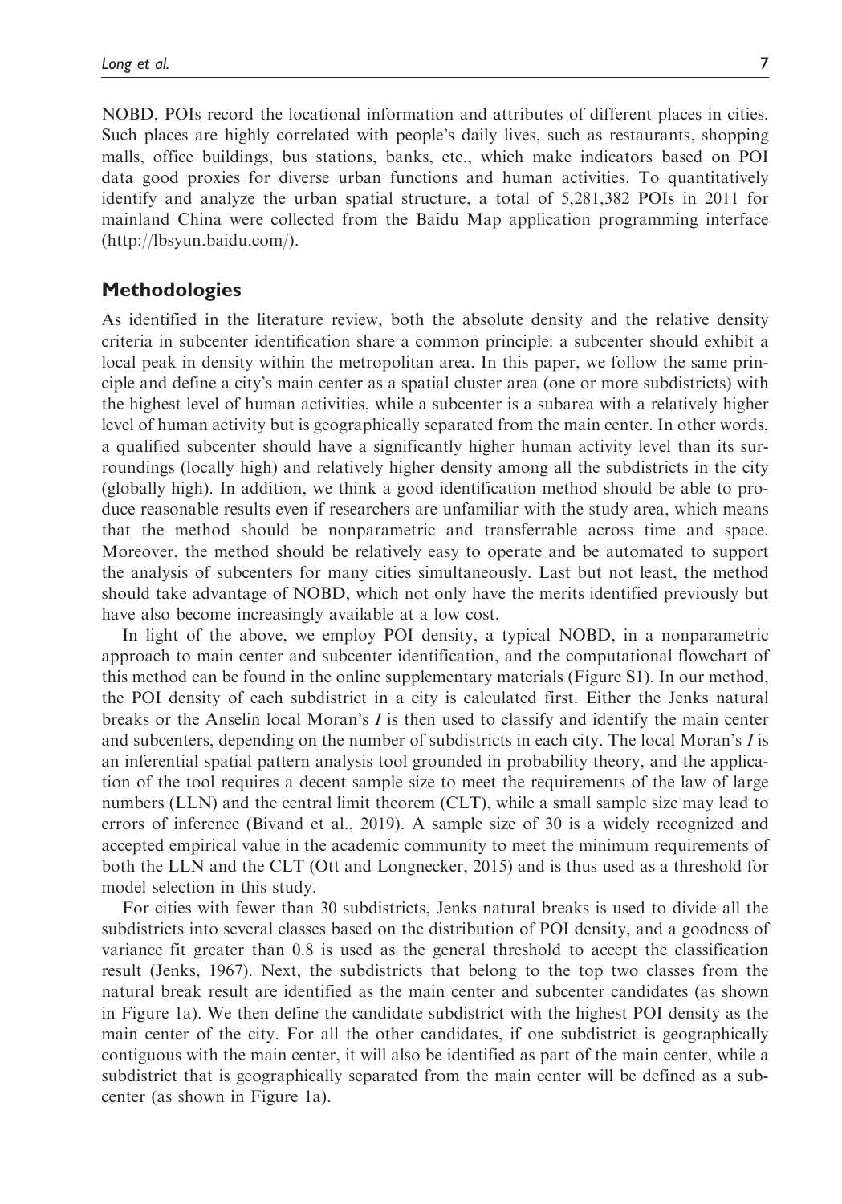NOBD, POIs record the locational information and attributes of different places in cities. Such places are highly correlated with people's daily lives, such as restaurants, shopping malls, office buildings, bus stations, banks, etc., which make indicators based on POI data good proxies for diverse urban functions and human activities. To quantitatively identify and analyze the urban spatial structure, a total of 5,281,382 POIs in 2011 for mainland China were collected from the Baidu Map application programming interface (http://lbsyun.baidu.com/).

## Methodologies

As identified in the literature review, both the absolute density and the relative density criteria in subcenter identification share a common principle: a subcenter should exhibit a local peak in density within the metropolitan area. In this paper, we follow the same principle and define a city's main center as a spatial cluster area (one or more subdistricts) with the highest level of human activities, while a subcenter is a subarea with a relatively higher level of human activity but is geographically separated from the main center. In other words, a qualified subcenter should have a significantly higher human activity level than its surroundings (locally high) and relatively higher density among all the subdistricts in the city (globally high). In addition, we think a good identification method should be able to produce reasonable results even if researchers are unfamiliar with the study area, which means that the method should be nonparametric and transferrable across time and space. Moreover, the method should be relatively easy to operate and be automated to support the analysis of subcenters for many cities simultaneously. Last but not least, the method should take advantage of NOBD, which not only have the merits identified previously but have also become increasingly available at a low cost.

In light of the above, we employ POI density, a typical NOBD, in a nonparametric approach to main center and subcenter identification, and the computational flowchart of this method can be found in the online supplementary materials (Figure S1). In our method, the POI density of each subdistrict in a city is calculated first. Either the Jenks natural breaks or the Anselin local Moran's $I$ is then used to classify and identify the main center and subcenters, depending on the number of subdistricts in each city. The local Moran's $I$ is an inferential spatial pattern analysis tool grounded in probability theory, and the application of the tool requires a decent sample size to meet the requirements of the law of large numbers (LLN) and the central limit theorem (CLT), while a small sample size may lead to errors of inference (Bivand et al., 2019). A sample size of 30 is a widely recognized and accepted empirical value in the academic community to meet the minimum requirements of both the LLN and the CLT (Ott and Longnecker, 2015) and is thus used as a threshold for model selection in this study.

For cities with fewer than 30 subdistricts, Jenks natural breaks is used to divide all the subdistricts into several classes based on the distribution of POI density, and a goodness of variance fit greater than 0.8 is used as the general threshold to accept the classification result (Jenks, 1967). Next, the subdistricts that belong to the top two classes from the natural break result are identified as the main center and subcenter candidates (as shown in Figure 1a). We then define the candidate subdistrict with the highest POI density as the main center of the city. For all the other candidates, if one subdistrict is geographically contiguous with the main center, it will also be identified as part of the main center, while a subdistrict that is geographically separated from the main center will be defined as a subcenter (as shown in Figure 1a).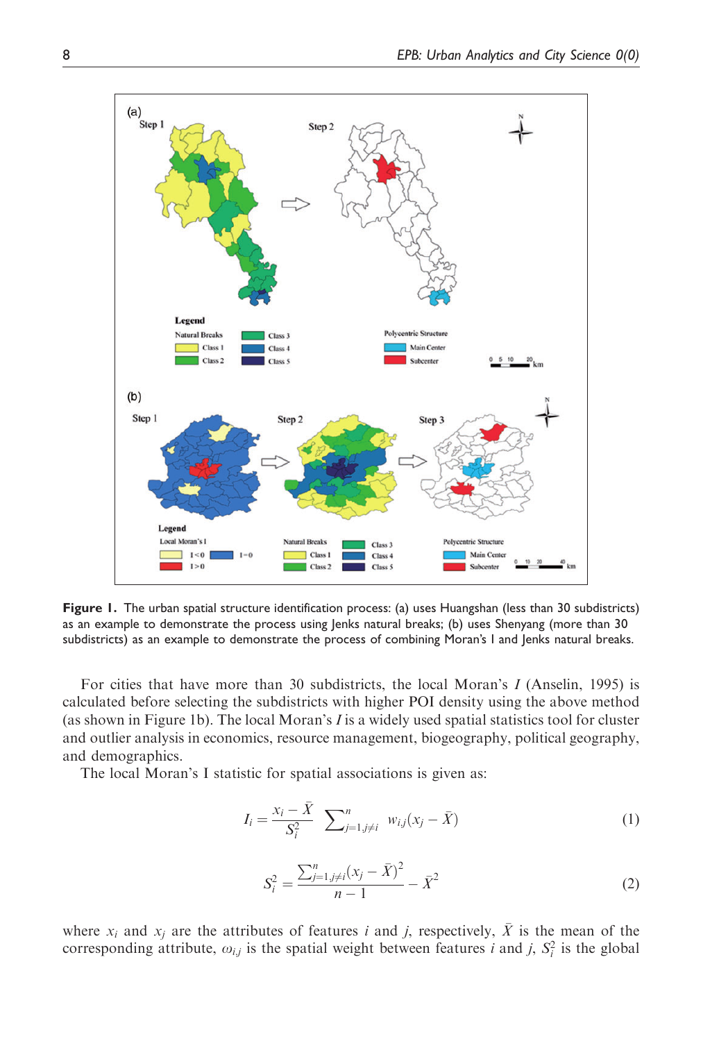**Figure 1.** The urban spatial structure identification process: (a) uses Huangshan (less than 30 subdistricts) as an example to demonstrate the process using Jenks natural breaks; (b) uses Shenyang (more than 30 subdistricts) as an example to demonstrate the process of combining Moran's I and Jenks natural breaks.

For cities that have more than 30 subdistricts, the local Moran's $I$ (Anselin, 1995) is calculated before selecting the subdistricts with higher POI density using the above method (as shown in Figure 1b). The local Moran's $I$ is a widely used spatial statistics tool for cluster and outlier analysis in economics, resource management, biogeography, political geography, and demographics.

The local Moran's I statistic for spatial associations is given as:

$$I_i = \frac{x_i - \bar{X}}{S_i^2} \sum\nolimits_{j=1, j \neq i}^{n} w_{i,j}(x_j - \bar{X}) \tag{1}$$

$$S_i^2 = \frac{\sum_{j=1, j \neq i}^{n} (x_j - \bar{X})^2}{n-1} - \bar{X}^2 \tag{2}$$

where $x_i$ and $x_j$ are the attributes of features $i$ and $j$, respectively, $\bar{X}$ is the mean of the corresponding attribute, $\omega_{i,j}$ is the spatial weight between features $i$ and $j$, $S_i^2$ is the global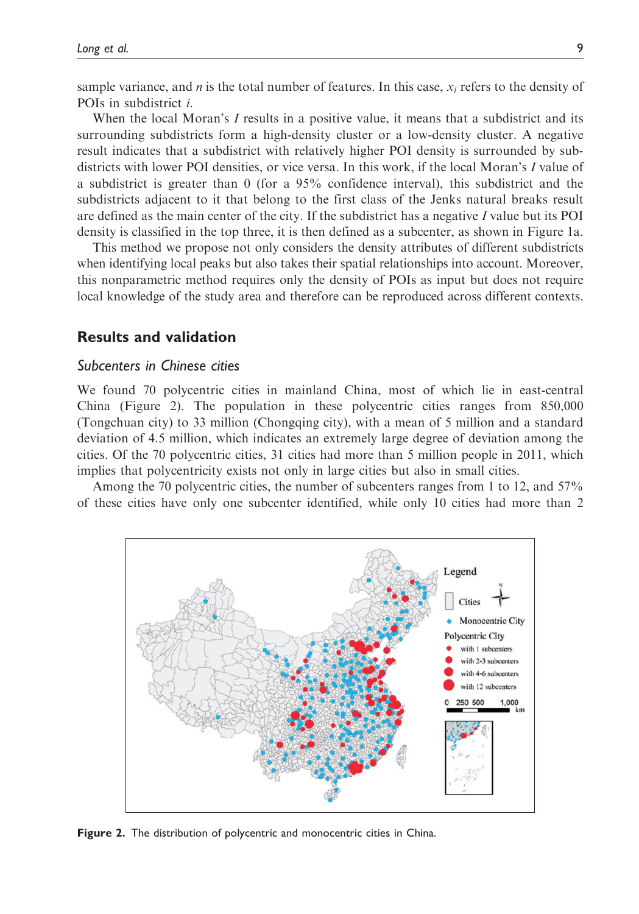sample variance, and $n$ is the total number of features. In this case, $x_i$ refers to the density of POIs in subdistrict $i$.

When the local Moran's $I$ results in a positive value, it means that a subdistrict and its surrounding subdistricts form a high-density cluster or a low-density cluster. A negative result indicates that a subdistrict with relatively higher POI density is surrounded by subdistricts with lower POI densities, or vice versa. In this work, if the local Moran's $I$ value of a subdistrict is greater than 0 (for a 95% confidence interval), this subdistrict and the subdistricts adjacent to it that belong to the first class of the Jenks natural breaks result are defined as the main center of the city. If the subdistrict has a negative $I$ value but its POI density is classified in the top three, it is then defined as a subcenter, as shown in Figure 1a.

This method we propose not only considers the density attributes of different subdistricts when identifying local peaks but also takes their spatial relationships into account. Moreover, this nonparametric method requires only the density of POIs as input but does not require local knowledge of the study area and therefore can be reproduced across different contexts.

## Results and validation

### Subcenters in Chinese cities

We found 70 polycentric cities in mainland China, most of which lie in east-central China (Figure 2). The population in these polycentric cities ranges from 850,000 (Tongchuan city) to 33 million (Chongqing city), with a mean of 5 million and a standard deviation of 4.5 million, which indicates an extremely large degree of deviation among the cities. Of the 70 polycentric cities, 31 cities had more than 5 million people in 2011, which implies that polycentricity exists not only in large cities but also in small cities.

Among the 70 polycentric cities, the number of subcenters ranges from 1 to 12, and 57% of these cities have only one subcenter identified, while only 10 cities had more than 2

**Figure 2.** The distribution of polycentric and monocentric cities in China.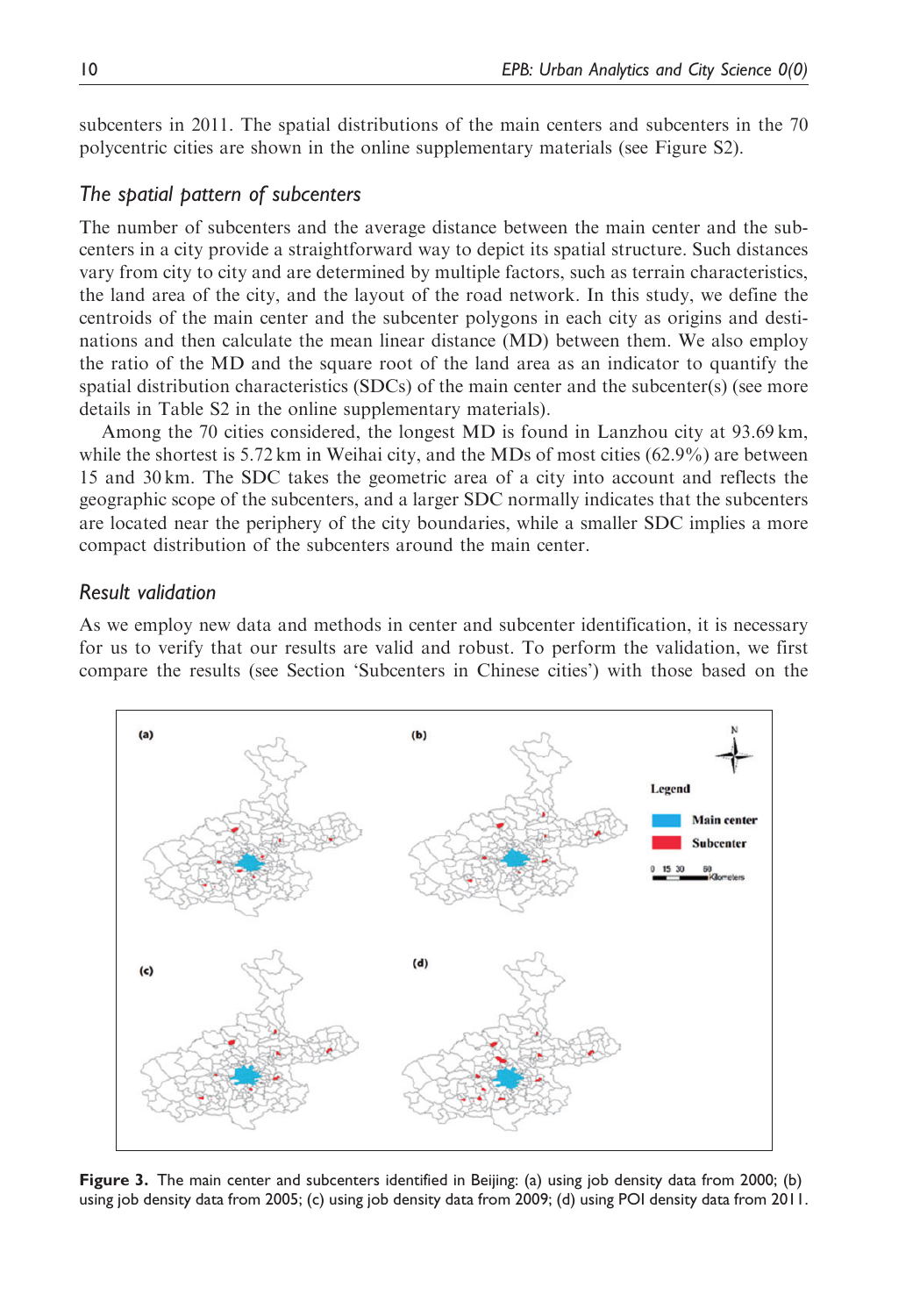subcenters in 2011. The spatial distributions of the main centers and subcenters in the 70 polycentric cities are shown in the online supplementary materials (see Figure S2).

## *The spatial pattern of subcenters*

The number of subcenters and the average distance between the main center and the subcenters in a city provide a straightforward way to depict its spatial structure. Such distances vary from city to city and are determined by multiple factors, such as terrain characteristics, the land area of the city, and the layout of the road network. In this study, we define the centroids of the main center and the subcenter polygons in each city as origins and destinations and then calculate the mean linear distance (MD) between them. We also employ the ratio of the MD and the square root of the land area as an indicator to quantify the spatial distribution characteristics (SDCs) of the main center and the subcenter(s) (see more details in Table S2 in the online supplementary materials).

Among the 70 cities considered, the longest MD is found in Lanzhou city at 93.69 km, while the shortest is 5.72 km in Weihai city, and the MDs of most cities (62.9%) are between 15 and 30 km. The SDC takes the geometric area of a city into account and reflects the geographic scope of the subcenters, and a larger SDC normally indicates that the subcenters are located near the periphery of the city boundaries, while a smaller SDC implies a more compact distribution of the subcenters around the main center.

## *Result validation*

As we employ new data and methods in center and subcenter identification, it is necessary for us to verify that our results are valid and robust. To perform the validation, we first compare the results (see Section 'Subcenters in Chinese cities') with those based on the

**Figure 3.** The main center and subcenters identified in Beijing: (a) using job density data from 2000; (b) using job density data from 2005; (c) using job density data from 2009; (d) using POI density data from 2011.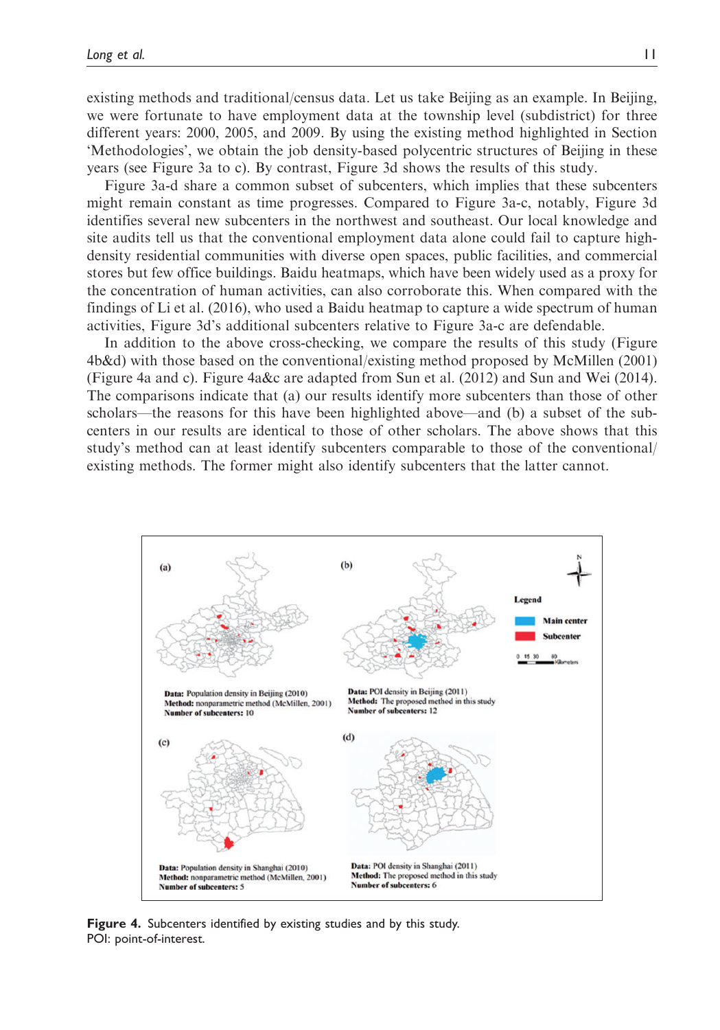existing methods and traditional/census data. Let us take Beijing as an example. In Beijing, we were fortunate to have employment data at the township level (subdistrict) for three different years: 2000, 2005, and 2009. By using the existing method highlighted in Section 'Methodologies', we obtain the job density-based polycentric structures of Beijing in these years (see Figure 3a to c). By contrast, Figure 3d shows the results of this study.

Figure 3a-d share a common subset of subcenters, which implies that these subcenters might remain constant as time progresses. Compared to Figure 3a-c, notably, Figure 3d identifies several new subcenters in the northwest and southeast. Our local knowledge and site audits tell us that the conventional employment data alone could fail to capture high-density residential communities with diverse open spaces, public facilities, and commercial stores but few office buildings. Baidu heatmaps, which have been widely used as a proxy for the concentration of human activities, can also corroborate this. When compared with the findings of Li et al. (2016), who used a Baidu heatmap to capture a wide spectrum of human activities, Figure 3d's additional subcenters relative to Figure 3a-c are defendable.

In addition to the above cross-checking, we compare the results of this study (Figure 4b&d) with those based on the conventional/existing method proposed by McMillen (2001) (Figure 4a and c). Figure 4a&c are adapted from Sun et al. (2012) and Sun and Wei (2014). The comparisons indicate that (a) our results identify more subcenters than those of other scholars—the reasons for this have been highlighted above—and (b) a subset of the subcenters in our results are identical to those of other scholars. The above shows that this study's method can at least identify subcenters comparable to those of the conventional/existing methods. The former might also identify subcenters that the latter cannot.

(a) **Data:** Population density in Beijing (2010) **Method:** nonparametric method (McMillen, 2001) **Number of subcenters:** 10

(b) **Data:** POI density in Beijing (2011) **Method:** The proposed method in this study **Number of subcenters:** 12

(c) **Data:** Population density in Shanghai (2010) **Method:** nonparametric method (McMillen, 2001) **Number of subcenters:** 5

(d) **Data:** POI density in Shanghai (2011) **Method:** The proposed method in this study **Number of subcenters:** 6

Legend: Main center; Subcenter

**Figure 4.** Subcenters identified by existing studies and by this study.
POI: point-of-interest.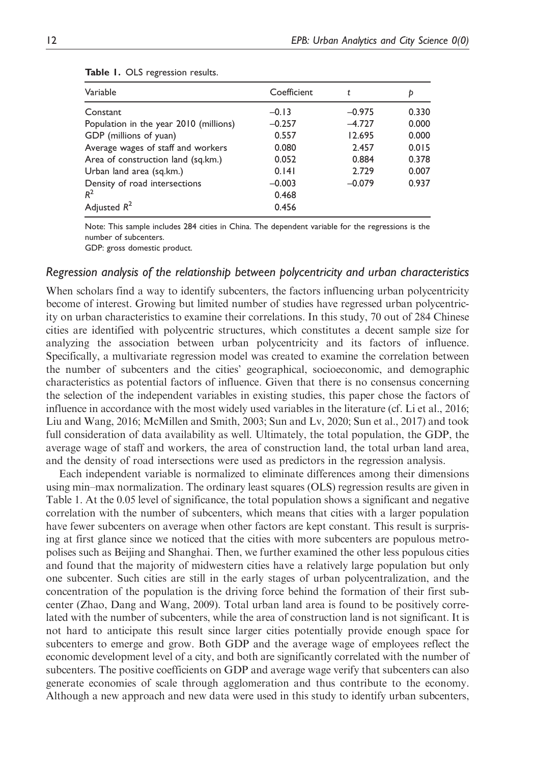**Table 1.** OLS regression results.

| Variable | Coefficient | $t$ | $p$ |
|---|---|---|---|
| Constant | –0.13 | –0.975 | 0.330 |
| Population in the year 2010 (millions) | –0.257 | –4.727 | 0.000 |
| GDP (millions of yuan) | 0.557 | 12.695 | 0.000 |
| Average wages of staff and workers | 0.080 | 2.457 | 0.015 |
| Area of construction land (sq.km.) | 0.052 | 0.884 | 0.378 |
| Urban land area (sq.km.) | 0.141 | 2.729 | 0.007 |
| Density of road intersections | –0.003 | –0.079 | 0.937 |
| $R^2$ | 0.468 | | |
| Adjusted $R^2$ | 0.456 | | |

Note: This sample includes 284 cities in China. The dependent variable for the regressions is the number of subcenters.

GDP: gross domestic product.

### *Regression analysis of the relationship between polycentricity and urban characteristics*

When scholars find a way to identify subcenters, the factors influencing urban polycentricity become of interest. Growing but limited number of studies have regressed urban polycentricity on urban characteristics to examine their correlations. In this study, 70 out of 284 Chinese cities are identified with polycentric structures, which constitutes a decent sample size for analyzing the association between urban polycentricity and its factors of influence. Specifically, a multivariate regression model was created to examine the correlation between the number of subcenters and the cities' geographical, socioeconomic, and demographic characteristics as potential factors of influence. Given that there is no consensus concerning the selection of the independent variables in existing studies, this paper chose the factors of influence in accordance with the most widely used variables in the literature (cf. Li et al., 2016; Liu and Wang, 2016; McMillen and Smith, 2003; Sun and Lv, 2020; Sun et al., 2017) and took full consideration of data availability as well. Ultimately, the total population, the GDP, the average wage of staff and workers, the area of construction land, the total urban land area, and the density of road intersections were used as predictors in the regression analysis.

Each independent variable is normalized to eliminate differences among their dimensions using min–max normalization. The ordinary least squares (OLS) regression results are given in Table 1. At the 0.05 level of significance, the total population shows a significant and negative correlation with the number of subcenters, which means that cities with a larger population have fewer subcenters on average when other factors are kept constant. This result is surprising at first glance since we noticed that the cities with more subcenters are populous metropolises such as Beijing and Shanghai. Then, we further examined the other less populous cities and found that the majority of midwestern cities have a relatively large population but only one subcenter. Such cities are still in the early stages of urban polycentralization, and the concentration of the population is the driving force behind the formation of their first subcenter (Zhao, Dang and Wang, 2009). Total urban land area is found to be positively correlated with the number of subcenters, while the area of construction land is not significant. It is not hard to anticipate this result since larger cities potentially provide enough space for subcenters to emerge and grow. Both GDP and the average wage of employees reflect the economic development level of a city, and both are significantly correlated with the number of subcenters. The positive coefficients on GDP and average wage verify that subcenters can also generate economies of scale through agglomeration and thus contribute to the economy. Although a new approach and new data were used in this study to identify urban subcenters,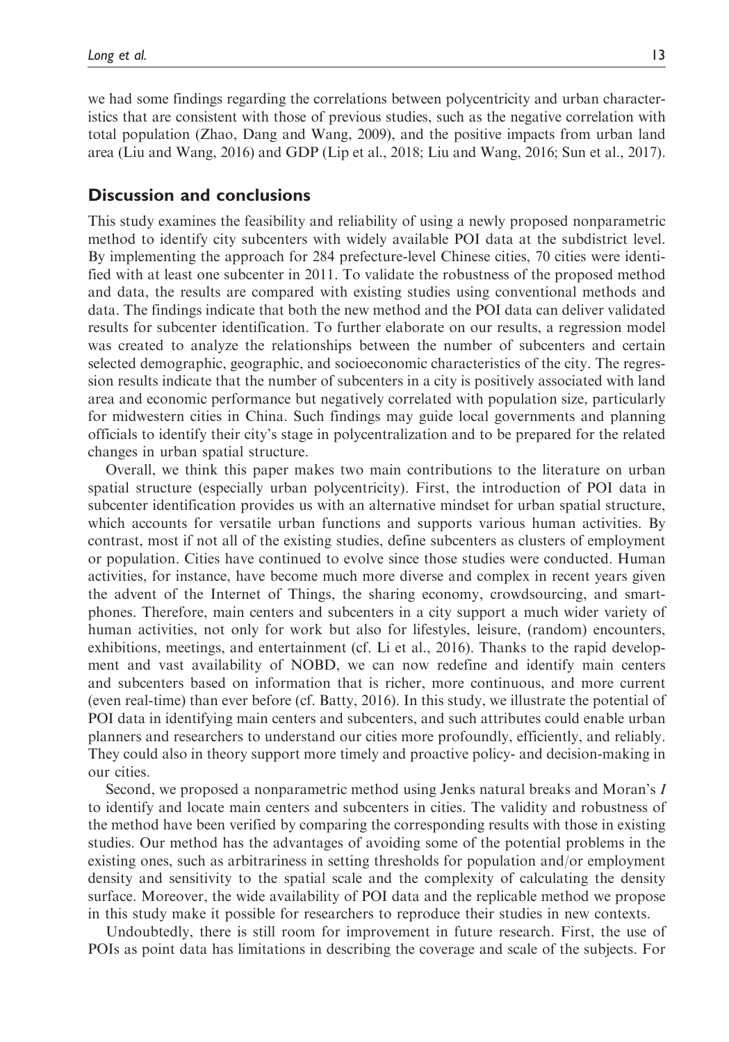we had some findings regarding the correlations between polycentricity and urban characteristics that are consistent with those of previous studies, such as the negative correlation with total population (Zhao, Dang and Wang, 2009), and the positive impacts from urban land area (Liu and Wang, 2016) and GDP (Lip et al., 2018; Liu and Wang, 2016; Sun et al., 2017).

## Discussion and conclusions

This study examines the feasibility and reliability of using a newly proposed nonparametric method to identify city subcenters with widely available POI data at the subdistrict level. By implementing the approach for 284 prefecture-level Chinese cities, 70 cities were identified with at least one subcenter in 2011. To validate the robustness of the proposed method and data, the results are compared with existing studies using conventional methods and data. The findings indicate that both the new method and the POI data can deliver validated results for subcenter identification. To further elaborate on our results, a regression model was created to analyze the relationships between the number of subcenters and certain selected demographic, geographic, and socioeconomic characteristics of the city. The regression results indicate that the number of subcenters in a city is positively associated with land area and economic performance but negatively correlated with population size, particularly for midwestern cities in China. Such findings may guide local governments and planning officials to identify their city's stage in polycentralization and to be prepared for the related changes in urban spatial structure.

Overall, we think this paper makes two main contributions to the literature on urban spatial structure (especially urban polycentricity). First, the introduction of POI data in subcenter identification provides us with an alternative mindset for urban spatial structure, which accounts for versatile urban functions and supports various human activities. By contrast, most if not all of the existing studies, define subcenters as clusters of employment or population. Cities have continued to evolve since those studies were conducted. Human activities, for instance, have become much more diverse and complex in recent years given the advent of the Internet of Things, the sharing economy, crowdsourcing, and smartphones. Therefore, main centers and subcenters in a city support a much wider variety of human activities, not only for work but also for lifestyles, leisure, (random) encounters, exhibitions, meetings, and entertainment (cf. Li et al., 2016). Thanks to the rapid development and vast availability of NOBD, we can now redefine and identify main centers and subcenters based on information that is richer, more continuous, and more current (even real-time) than ever before (cf. Batty, 2016). In this study, we illustrate the potential of POI data in identifying main centers and subcenters, and such attributes could enable urban planners and researchers to understand our cities more profoundly, efficiently, and reliably. They could also in theory support more timely and proactive policy- and decision-making in our cities.

Second, we proposed a nonparametric method using Jenks natural breaks and Moran's $I$ to identify and locate main centers and subcenters in cities. The validity and robustness of the method have been verified by comparing the corresponding results with those in existing studies. Our method has the advantages of avoiding some of the potential problems in the existing ones, such as arbitrariness in setting thresholds for population and/or employment density and sensitivity to the spatial scale and the complexity of calculating the density surface. Moreover, the wide availability of POI data and the replicable method we propose in this study make it possible for researchers to reproduce their studies in new contexts.

Undoubtedly, there is still room for improvement in future research. First, the use of POIs as point data has limitations in describing the coverage and scale of the subjects. For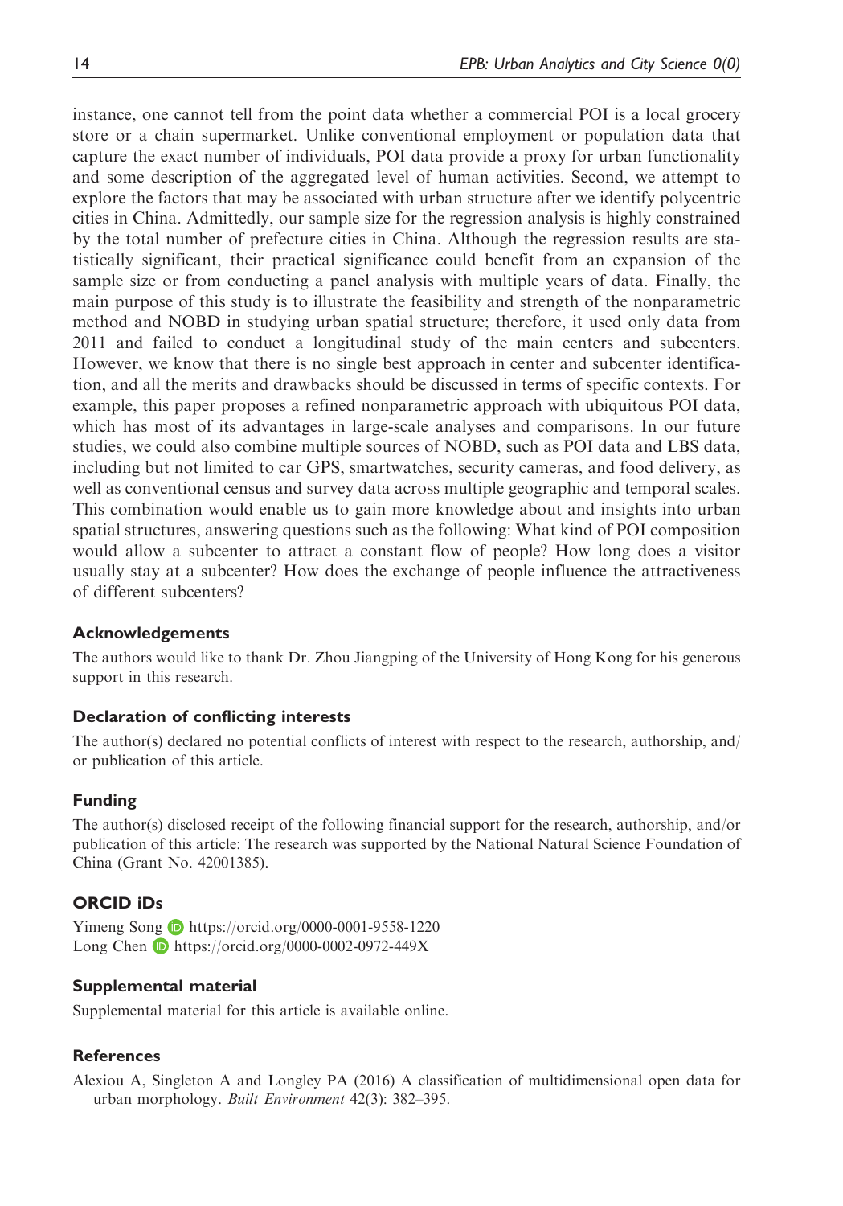instance, one cannot tell from the point data whether a commercial POI is a local grocery store or a chain supermarket. Unlike conventional employment or population data that capture the exact number of individuals, POI data provide a proxy for urban functionality and some description of the aggregated level of human activities. Second, we attempt to explore the factors that may be associated with urban structure after we identify polycentric cities in China. Admittedly, our sample size for the regression analysis is highly constrained by the total number of prefecture cities in China. Although the regression results are statistically significant, their practical significance could benefit from an expansion of the sample size or from conducting a panel analysis with multiple years of data. Finally, the main purpose of this study is to illustrate the feasibility and strength of the nonparametric method and NOBD in studying urban spatial structure; therefore, it used only data from 2011 and failed to conduct a longitudinal study of the main centers and subcenters. However, we know that there is no single best approach in center and subcenter identification, and all the merits and drawbacks should be discussed in terms of specific contexts. For example, this paper proposes a refined nonparametric approach with ubiquitous POI data, which has most of its advantages in large-scale analyses and comparisons. In our future studies, we could also combine multiple sources of NOBD, such as POI data and LBS data, including but not limited to car GPS, smartwatches, security cameras, and food delivery, as well as conventional census and survey data across multiple geographic and temporal scales. This combination would enable us to gain more knowledge about and insights into urban spatial structures, answering questions such as the following: What kind of POI composition would allow a subcenter to attract a constant flow of people? How long does a visitor usually stay at a subcenter? How does the exchange of people influence the attractiveness of different subcenters?

## Acknowledgements

The authors would like to thank Dr. Zhou Jiangping of the University of Hong Kong for his generous support in this research.

## Declaration of conflicting interests

The author(s) declared no potential conflicts of interest with respect to the research, authorship, and/or publication of this article.

## Funding

The author(s) disclosed receipt of the following financial support for the research, authorship, and/or publication of this article: The research was supported by the National Natural Science Foundation of China (Grant No. 42001385).

## ORCID iDs

Yimeng Song https://orcid.org/0000-0001-9558-1220
Long Chen https://orcid.org/0000-0002-0972-449X

## Supplemental material

Supplemental material for this article is available online.

## References

Alexiou A, Singleton A and Longley PA (2016) A classification of multidimensional open data for urban morphology. *Built Environment* 42(3): 382–395.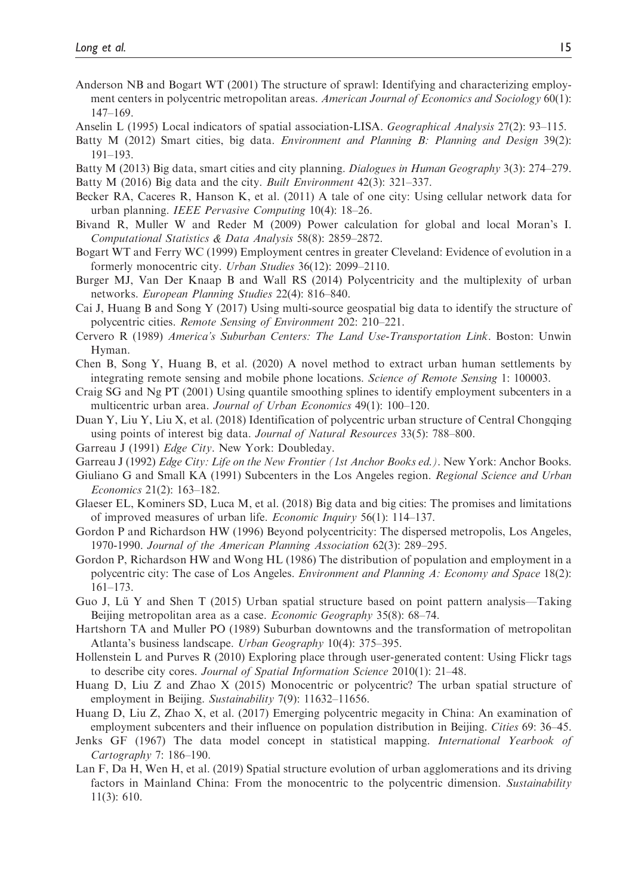Anderson NB and Bogart WT (2001) The structure of sprawl: Identifying and characterizing employment centers in polycentric metropolitan areas. *American Journal of Economics and Sociology* 60(1): 147–169.

Anselin L (1995) Local indicators of spatial association-LISA. *Geographical Analysis* 27(2): 93–115.

Batty M (2012) Smart cities, big data. *Environment and Planning B: Planning and Design* 39(2): 191–193.

Batty M (2013) Big data, smart cities and city planning. *Dialogues in Human Geography* 3(3): 274–279.

Batty M (2016) Big data and the city. *Built Environment* 42(3): 321–337.

Becker RA, Caceres R, Hanson K, et al. (2011) A tale of one city: Using cellular network data for urban planning. *IEEE Pervasive Computing* 10(4): 18–26.

Bivand R, Muller W and Reder M (2009) Power calculation for global and local Moran's I. *Computational Statistics & Data Analysis* 58(8): 2859–2872.

Bogart WT and Ferry WC (1999) Employment centres in greater Cleveland: Evidence of evolution in a formerly monocentric city. *Urban Studies* 36(12): 2099–2110.

Burger MJ, Van Der Knaap B and Wall RS (2014) Polycentricity and the multiplexity of urban networks. *European Planning Studies* 22(4): 816–840.

Cai J, Huang B and Song Y (2017) Using multi-source geospatial big data to identify the structure of polycentric cities. *Remote Sensing of Environment* 202: 210–221.

Cervero R (1989) *America's Suburban Centers: The Land Use-Transportation Link*. Boston: Unwin Hyman.

Chen B, Song Y, Huang B, et al. (2020) A novel method to extract urban human settlements by integrating remote sensing and mobile phone locations. *Science of Remote Sensing* 1: 100003.

Craig SG and Ng PT (2001) Using quantile smoothing splines to identify employment subcenters in a multicentric urban area. *Journal of Urban Economics* 49(1): 100–120.

Duan Y, Liu Y, Liu X, et al. (2018) Identification of polycentric urban structure of Central Chongqing using points of interest big data. *Journal of Natural Resources* 33(5): 788–800.

Garreau J (1991) *Edge City*. New York: Doubleday.

Garreau J (1992) *Edge City: Life on the New Frontier (1st Anchor Books ed.)*. New York: Anchor Books.

Giuliano G and Small KA (1991) Subcenters in the Los Angeles region. *Regional Science and Urban Economics* 21(2): 163–182.

Glaeser EL, Kominers SD, Luca M, et al. (2018) Big data and big cities: The promises and limitations of improved measures of urban life. *Economic Inquiry* 56(1): 114–137.

Gordon P and Richardson HW (1996) Beyond polycentricity: The dispersed metropolis, Los Angeles, 1970-1990. *Journal of the American Planning Association* 62(3): 289–295.

Gordon P, Richardson HW and Wong HL (1986) The distribution of population and employment in a polycentric city: The case of Los Angeles. *Environment and Planning A: Economy and Space* 18(2): 161–173.

Guo J, Lü Y and Shen T (2015) Urban spatial structure based on point pattern analysis—Taking Beijing metropolitan area as a case. *Economic Geography* 35(8): 68–74.

Hartshorn TA and Muller PO (1989) Suburban downtowns and the transformation of metropolitan Atlanta's business landscape. *Urban Geography* 10(4): 375–395.

Hollenstein L and Purves R (2010) Exploring place through user-generated content: Using Flickr tags to describe city cores. *Journal of Spatial Information Science* 2010(1): 21–48.

Huang D, Liu Z and Zhao X (2015) Monocentric or polycentric? The urban spatial structure of employment in Beijing. *Sustainability* 7(9): 11632–11656.

Huang D, Liu Z, Zhao X, et al. (2017) Emerging polycentric megacity in China: An examination of employment subcenters and their influence on population distribution in Beijing. *Cities* 69: 36–45.

Jenks GF (1967) The data model concept in statistical mapping. *International Yearbook of Cartography* 7: 186–190.

Lan F, Da H, Wen H, et al. (2019) Spatial structure evolution of urban agglomerations and its driving factors in Mainland China: From the monocentric to the polycentric dimension. *Sustainability* 11(3): 610.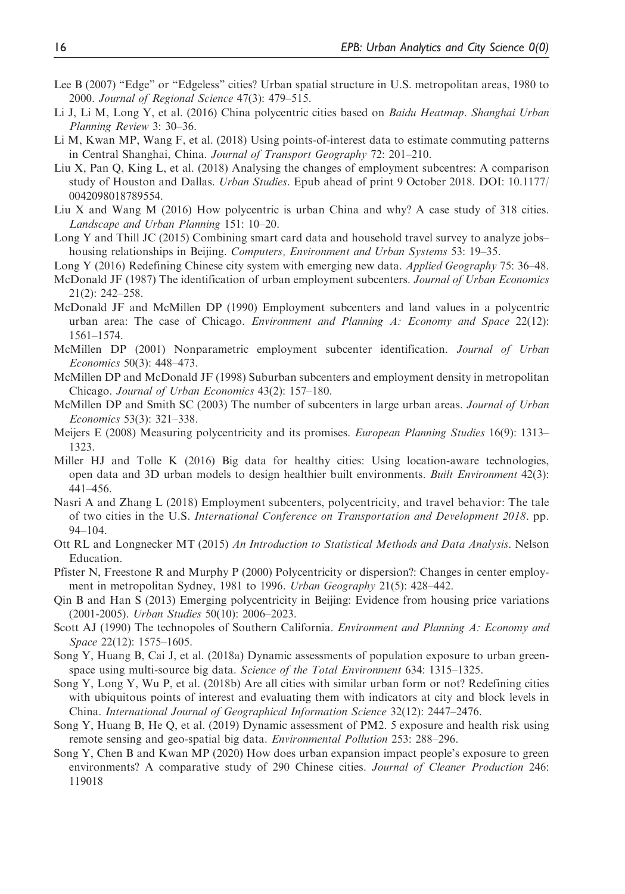Lee B (2007) "Edge" or "Edgeless" cities? Urban spatial structure in U.S. metropolitan areas, 1980 to 2000. *Journal of Regional Science* 47(3): 479–515.

Li J, Li M, Long Y, et al. (2016) China polycentric cities based on *Baidu Heatmap*. *Shanghai Urban Planning Review* 3: 30–36.

Li M, Kwan MP, Wang F, et al. (2018) Using points-of-interest data to estimate commuting patterns in Central Shanghai, China. *Journal of Transport Geography* 72: 201–210.

Liu X, Pan Q, King L, et al. (2018) Analysing the changes of employment subcentres: A comparison study of Houston and Dallas. *Urban Studies*. Epub ahead of print 9 October 2018. DOI: 10.1177/0042098018789554.

Liu X and Wang M (2016) How polycentric is urban China and why? A case study of 318 cities. *Landscape and Urban Planning* 151: 10–20.

Long Y and Thill JC (2015) Combining smart card data and household travel survey to analyze jobs–housing relationships in Beijing. *Computers, Environment and Urban Systems* 53: 19–35.

Long Y (2016) Redefining Chinese city system with emerging new data. *Applied Geography* 75: 36–48.

McDonald JF (1987) The identification of urban employment subcenters. *Journal of Urban Economics* 21(2): 242–258.

McDonald JF and McMillen DP (1990) Employment subcenters and land values in a polycentric urban area: The case of Chicago. *Environment and Planning A: Economy and Space* 22(12): 1561–1574.

McMillen DP (2001) Nonparametric employment subcenter identification. *Journal of Urban Economics* 50(3): 448–473.

McMillen DP and McDonald JF (1998) Suburban subcenters and employment density in metropolitan Chicago. *Journal of Urban Economics* 43(2): 157–180.

McMillen DP and Smith SC (2003) The number of subcenters in large urban areas. *Journal of Urban Economics* 53(3): 321–338.

Meijers E (2008) Measuring polycentricity and its promises. *European Planning Studies* 16(9): 1313–1323.

Miller HJ and Tolle K (2016) Big data for healthy cities: Using location-aware technologies, open data and 3D urban models to design healthier built environments. *Built Environment* 42(3): 441–456.

Nasri A and Zhang L (2018) Employment subcenters, polycentricity, and travel behavior: The tale of two cities in the U.S. *International Conference on Transportation and Development 2018*. pp. 94–104.

Ott RL and Longnecker MT (2015) *An Introduction to Statistical Methods and Data Analysis*. Nelson Education.

Pfister N, Freestone R and Murphy P (2000) Polycentricity or dispersion?: Changes in center employment in metropolitan Sydney, 1981 to 1996. *Urban Geography* 21(5): 428–442.

Qin B and Han S (2013) Emerging polycentricity in Beijing: Evidence from housing price variations (2001-2005). *Urban Studies* 50(10): 2006–2023.

Scott AJ (1990) The technopoles of Southern California. *Environment and Planning A: Economy and Space* 22(12): 1575–1605.

Song Y, Huang B, Cai J, et al. (2018a) Dynamic assessments of population exposure to urban greenspace using multi-source big data. *Science of the Total Environment* 634: 1315–1325.

Song Y, Long Y, Wu P, et al. (2018b) Are all cities with similar urban form or not? Redefining cities with ubiquitous points of interest and evaluating them with indicators at city and block levels in China. *International Journal of Geographical Information Science* 32(12): 2447–2476.

Song Y, Huang B, He Q, et al. (2019) Dynamic assessment of PM2. 5 exposure and health risk using remote sensing and geo-spatial big data. *Environmental Pollution* 253: 288–296.

Song Y, Chen B and Kwan MP (2020) How does urban expansion impact people's exposure to green environments? A comparative study of 290 Chinese cities. *Journal of Cleaner Production* 246: 119018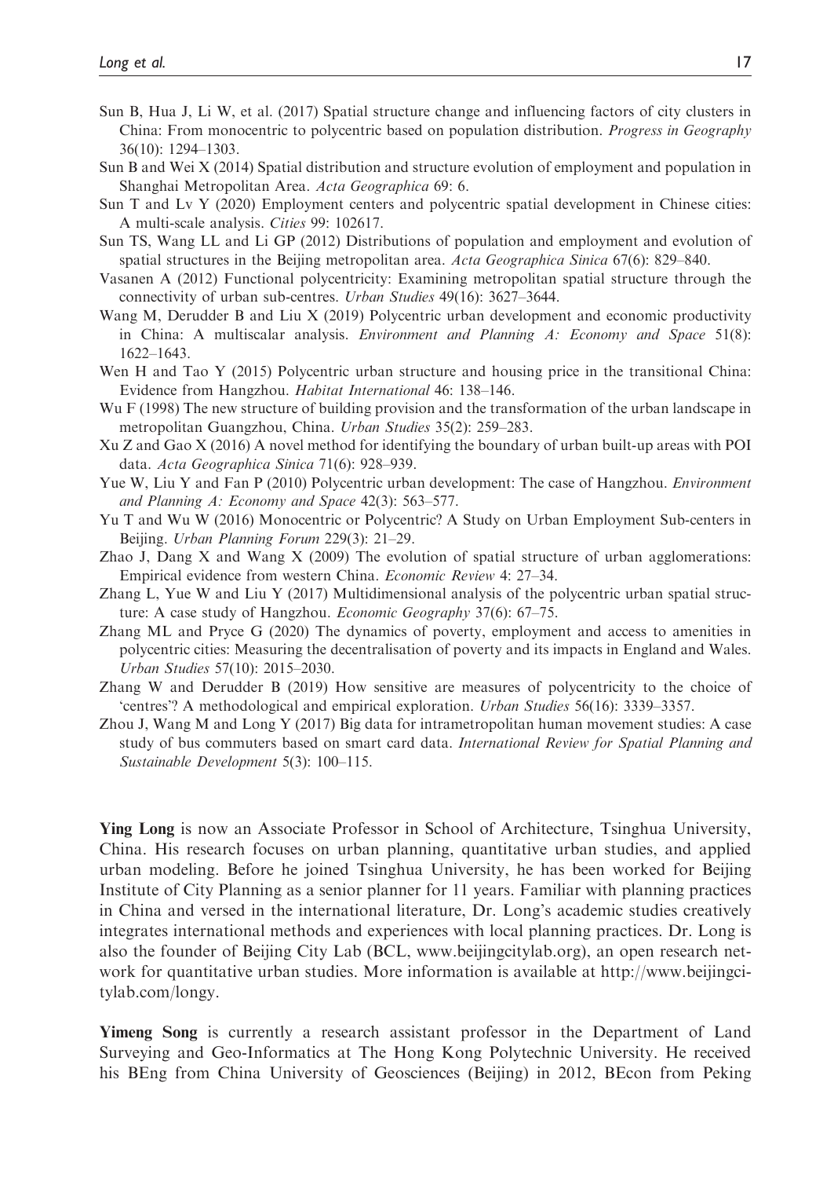Sun B, Hua J, Li W, et al. (2017) Spatial structure change and influencing factors of city clusters in China: From monocentric to polycentric based on population distribution. *Progress in Geography* 36(10): 1294–1303.

Sun B and Wei X (2014) Spatial distribution and structure evolution of employment and population in Shanghai Metropolitan Area. *Acta Geographica* 69: 6.

Sun T and Lv Y (2020) Employment centers and polycentric spatial development in Chinese cities: A multi-scale analysis. *Cities* 99: 102617.

Sun TS, Wang LL and Li GP (2012) Distributions of population and employment and evolution of spatial structures in the Beijing metropolitan area. *Acta Geographica Sinica* 67(6): 829–840.

Vasanen A (2012) Functional polycentricity: Examining metropolitan spatial structure through the connectivity of urban sub-centres. *Urban Studies* 49(16): 3627–3644.

Wang M, Derudder B and Liu X (2019) Polycentric urban development and economic productivity in China: A multiscalar analysis. *Environment and Planning A: Economy and Space* 51(8): 1622–1643.

Wen H and Tao Y (2015) Polycentric urban structure and housing price in the transitional China: Evidence from Hangzhou. *Habitat International* 46: 138–146.

Wu F (1998) The new structure of building provision and the transformation of the urban landscape in metropolitan Guangzhou, China. *Urban Studies* 35(2): 259–283.

Xu Z and Gao X (2016) A novel method for identifying the boundary of urban built-up areas with POI data. *Acta Geographica Sinica* 71(6): 928–939.

Yue W, Liu Y and Fan P (2010) Polycentric urban development: The case of Hangzhou. *Environment and Planning A: Economy and Space* 42(3): 563–577.

Yu T and Wu W (2016) Monocentric or Polycentric? A Study on Urban Employment Sub-centers in Beijing. *Urban Planning Forum* 229(3): 21–29.

Zhao J, Dang X and Wang X (2009) The evolution of spatial structure of urban agglomerations: Empirical evidence from western China. *Economic Review* 4: 27–34.

Zhang L, Yue W and Liu Y (2017) Multidimensional analysis of the polycentric urban spatial structure: A case study of Hangzhou. *Economic Geography* 37(6): 67–75.

Zhang ML and Pryce G (2020) The dynamics of poverty, employment and access to amenities in polycentric cities: Measuring the decentralisation of poverty and its impacts in England and Wales. *Urban Studies* 57(10): 2015–2030.

Zhang W and Derudder B (2019) How sensitive are measures of polycentricity to the choice of 'centres'? A methodological and empirical exploration. *Urban Studies* 56(16): 3339–3357.

Zhou J, Wang M and Long Y (2017) Big data for intrametropolitan human movement studies: A case study of bus commuters based on smart card data. *International Review for Spatial Planning and Sustainable Development* 5(3): 100–115.

**Ying Long** is now an Associate Professor in School of Architecture, Tsinghua University, China. His research focuses on urban planning, quantitative urban studies, and applied urban modeling. Before he joined Tsinghua University, he has been worked for Beijing Institute of City Planning as a senior planner for 11 years. Familiar with planning practices in China and versed in the international literature, Dr. Long's academic studies creatively integrates international methods and experiences with local planning practices. Dr. Long is also the founder of Beijing City Lab (BCL, www.beijingcitylab.org), an open research network for quantitative urban studies. More information is available at http://www.beijingcitylab.com/longy.

**Yimeng Song** is currently a research assistant professor in the Department of Land Surveying and Geo-Informatics at The Hong Kong Polytechnic University. He received his BEng from China University of Geosciences (Beijing) in 2012, BEcon from Peking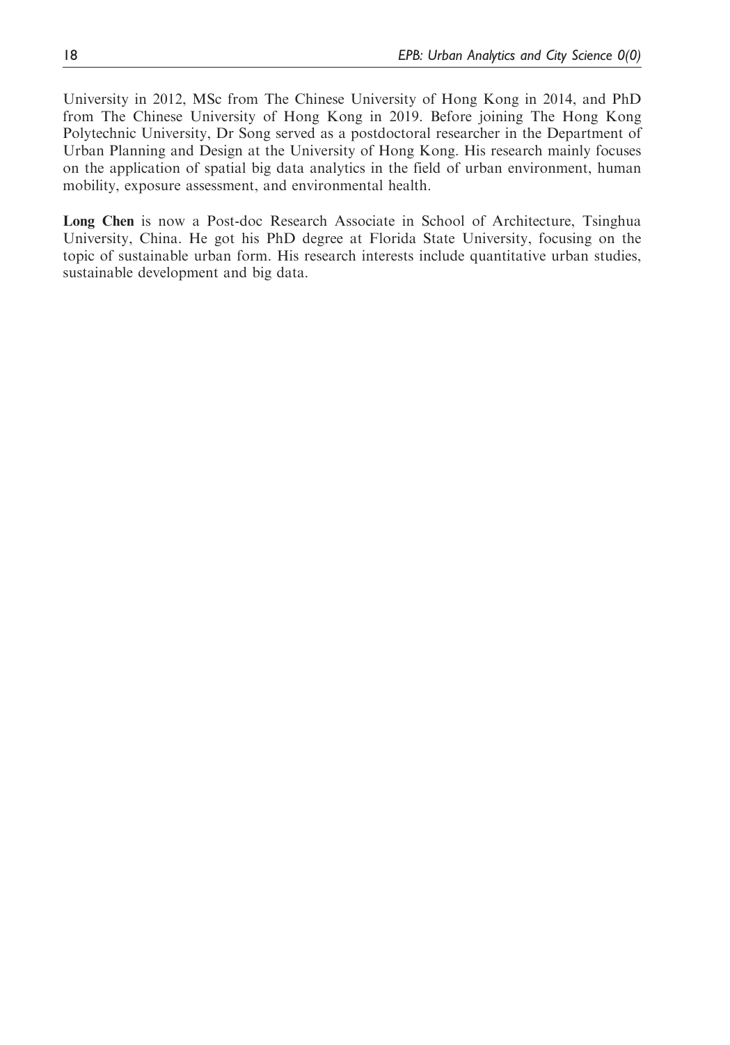University in 2012, MSc from The Chinese University of Hong Kong in 2014, and PhD from The Chinese University of Hong Kong in 2019. Before joining The Hong Kong Polytechnic University, Dr Song served as a postdoctoral researcher in the Department of Urban Planning and Design at the University of Hong Kong. His research mainly focuses on the application of spatial big data analytics in the field of urban environment, human mobility, exposure assessment, and environmental health.

**Long Chen** is now a Post-doc Research Associate in School of Architecture, Tsinghua University, China. He got his PhD degree at Florida State University, focusing on the topic of sustainable urban form. His research interests include quantitative urban studies, sustainable development and big data.